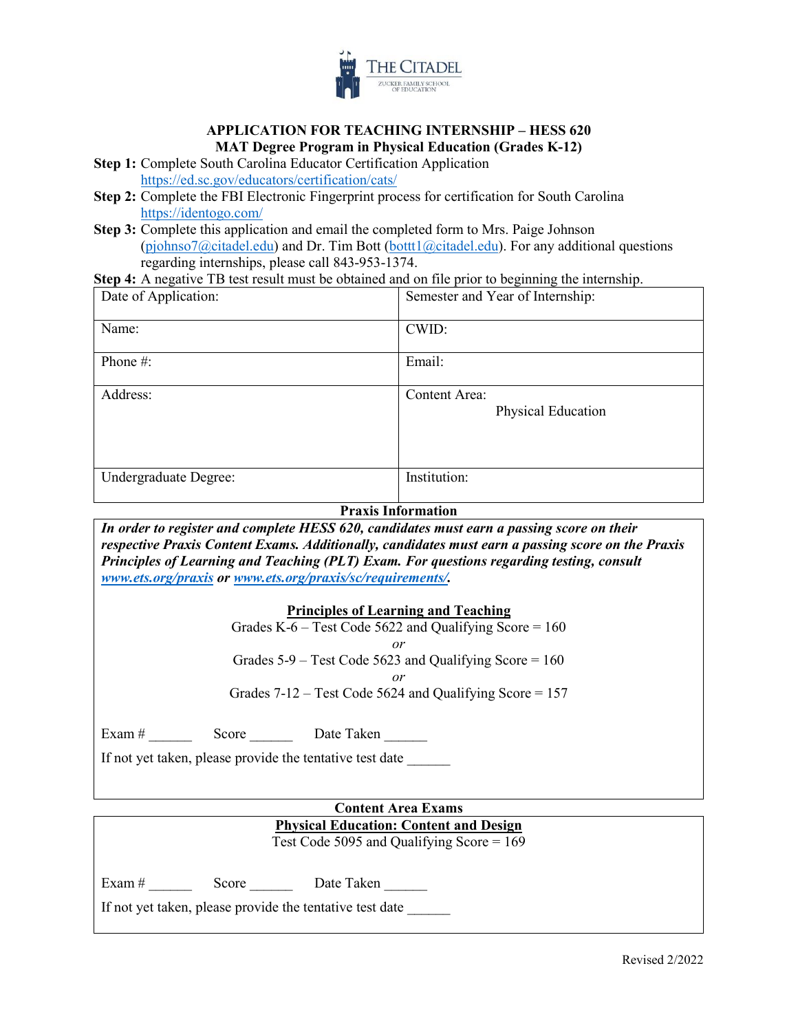THE CITADEL
ZUCKER FAMILY SCHOOL OF EDUCATION

## APPLICATION FOR TEACHING INTERNSHIP – HESS 620
## MAT Degree Program in Physical Education (Grades K-12)

**Step 1:** Complete South Carolina Educator Certification Application
https://ed.sc.gov/educators/certification/cats/

**Step 2:** Complete the FBI Electronic Fingerprint process for certification for South Carolina
https://identogo.com/

**Step 3:** Complete this application and email the completed form to Mrs. Paige Johnson (pjohnso7@citadel.edu) and Dr. Tim Bott (bottt1@citadel.edu). For any additional questions regarding internships, please call 843-953-1374.

**Step 4:** A negative TB test result must be obtained and on file prior to beginning the internship.

| Date of Application: | Semester and Year of Internship: |
|---|---|
| Name: | CWID: |
| Phone #: | Email: |
| Address: | Content Area: Physical Education |
| Undergraduate Degree: | Institution: |

### Praxis Information

***In order to register and complete HESS 620, candidates must earn a passing score on their respective Praxis Content Exams. Additionally, candidates must earn a passing score on the Praxis Principles of Learning and Teaching (PLT) Exam. For questions regarding testing, consult www.ets.org/praxis or www.ets.org/praxis/sc/requirements/.***

**Principles of Learning and Teaching**

Grades K-6 – Test Code 5622 and Qualifying Score = 160

*or*

Grades 5-9 – Test Code 5623 and Qualifying Score = 160

*or*

Grades 7-12 – Test Code 5624 and Qualifying Score = 157

Exam # ______ Score ______ Date Taken ______

If not yet taken, please provide the tentative test date ______

### Content Area Exams

**Physical Education: Content and Design**

Test Code 5095 and Qualifying Score = 169

Exam # ______ Score ______ Date Taken ______

If not yet taken, please provide the tentative test date ______

Revised 2/2022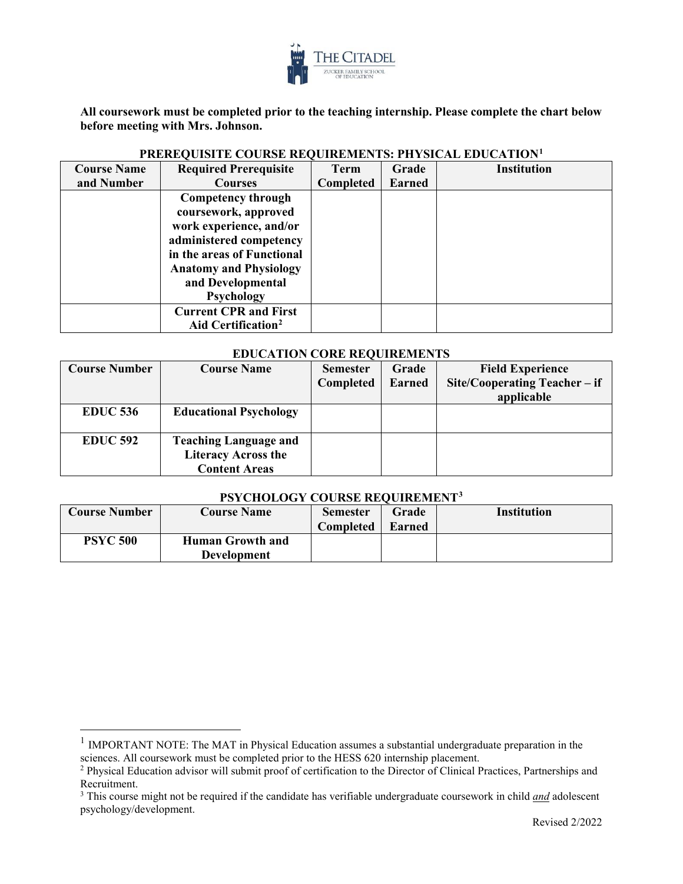**All coursework must be completed prior to the teaching internship. Please complete the chart below before meeting with Mrs. Johnson.**

### PREREQUISITE COURSE REQUIREMENTS: PHYSICAL EDUCATION[1]

| Course Name and Number | Required Prerequisite Courses | Term Completed | Grade Earned | Institution |
|---|---|---|---|---|
| | **Competency through coursework, approved work experience, and/or administered competency in the areas of Functional Anatomy and Physiology and Developmental Psychology** | | | |
| | **Current CPR and First Aid Certification[2]** | | | |

### EDUCATION CORE REQUIREMENTS

| Course Number | Course Name | Semester Completed | Grade Earned | Field Experience Site/Cooperating Teacher – if applicable |
|---|---|---|---|---|
| **EDUC 536** | **Educational Psychology** | | | |
| **EDUC 592** | **Teaching Language and Literacy Across the Content Areas** | | | |

### PSYCHOLOGY COURSE REQUIREMENT[3]

| Course Number | Course Name | Semester Completed | Grade Earned | Institution |
|---|---|---|---|---|
| **PSYC 500** | **Human Growth and Development** | | | |

---

[1] IMPORTANT NOTE: The MAT in Physical Education assumes a substantial undergraduate preparation in the sciences. All coursework must be completed prior to the HESS 620 internship placement.

[2] Physical Education advisor will submit proof of certification to the Director of Clinical Practices, Partnerships and Recruitment.

[3] This course might not be required if the candidate has verifiable undergraduate coursework in child ***and*** adolescent psychology/development.

Revised 2/2022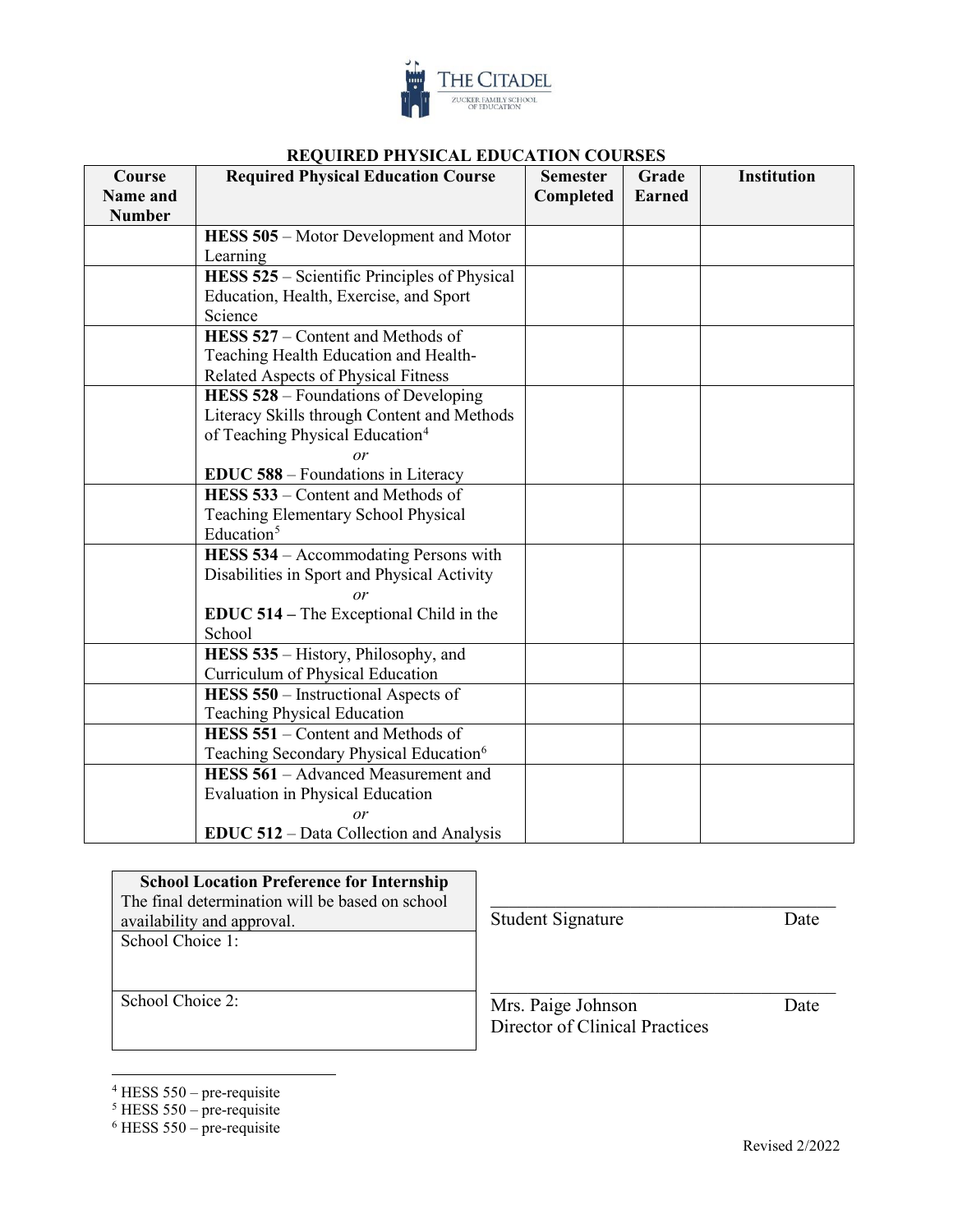THE CITADEL
ZUCKER FAMILY SCHOOL OF EDUCATION

## REQUIRED PHYSICAL EDUCATION COURSES

| Course Name and Number | Required Physical Education Course | Semester Completed | Grade Earned | Institution |
|---|---|---|---|---|
| | **HESS 505** – Motor Development and Motor Learning | | | |
| | **HESS 525** – Scientific Principles of Physical Education, Health, Exercise, and Sport Science | | | |
| | **HESS 527** – Content and Methods of Teaching Health Education and Health-Related Aspects of Physical Fitness | | | |
| | **HESS 528** – Foundations of Developing Literacy Skills through Content and Methods of Teaching Physical Education[4] *or* **EDUC 588** – Foundations in Literacy | | | |
| | **HESS 533** – Content and Methods of Teaching Elementary School Physical Education[5] | | | |
| | **HESS 534** – Accommodating Persons with Disabilities in Sport and Physical Activity *or* **EDUC 514 –** The Exceptional Child in the School | | | |
| | **HESS 535** – History, Philosophy, and Curriculum of Physical Education | | | |
| | **HESS 550** – Instructional Aspects of Teaching Physical Education | | | |
| | **HESS 551** – Content and Methods of Teaching Secondary Physical Education[6] | | | |
| | **HESS 561** – Advanced Measurement and Evaluation in Physical Education *or* **EDUC 512** – Data Collection and Analysis | | | |

| **School Location Preference for Internship** The final determination will be based on school availability and approval. |
|---|
| School Choice 1: |
| School Choice 2: |

\_\_\_\_\_\_\_\_\_\_\_\_\_\_\_\_\_\_\_\_\_\_\_\_\_\_\_\_\_\_\_\_\_\_\_\_
Student Signature Date

\_\_\_\_\_\_\_\_\_\_\_\_\_\_\_\_\_\_\_\_\_\_\_\_\_\_\_\_\_\_\_\_\_\_\_\_
Mrs. Paige Johnson Date
Director of Clinical Practices

[4] HESS 550 – pre-requisite
[5] HESS 550 – pre-requisite
[6] HESS 550 – pre-requisite

Revised 2/2022